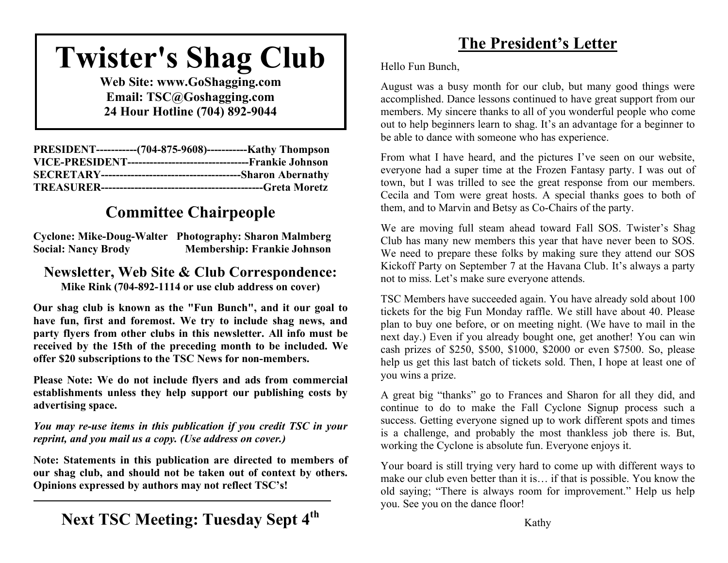# Twister's Shag Club

**Web Site: www.GoShagging.com**
**Email: TSC@Goshagging.com**
**24 Hour Hotline (704) 892-9044**

**PRESIDENT-----------(704-875-9608)-----------Kathy Thompson**
**VICE-PRESIDENT---------------------------------Frankie Johnson**
**SECRETARY--------------------------------------Sharon Abernathy**
**TREASURER-------------------------------------------Greta Moretz**

## Committee Chairpeople

**Cyclone: Mike-Doug-Walter** **Photography: Sharon Malmberg**
**Social: Nancy Brody** **Membership: Frankie Johnson**

### Newsletter, Web Site & Club Correspondence:

**Mike Rink (704-892-1114 or use club address on cover)**

**Our shag club is known as the "Fun Bunch", and it our goal to have fun, first and foremost. We try to include shag news, and party flyers from other clubs in this newsletter. All info must be received by the 15th of the preceding month to be included. We offer $20 subscriptions to the TSC News for non-members.**

**Please Note: We do not include flyers and ads from commercial establishments unless they help support our publishing costs by advertising space.**

***You may re-use items in this publication if you credit TSC in your reprint, and you mail us a copy. (Use address on cover.)***

**Note: Statements in this publication are directed to members of our shag club, and should not be taken out of context by others. Opinions expressed by authors may not reflect TSC's!**

## Next TSC Meeting: Tuesday Sept 4th

## The President's Letter

Hello Fun Bunch,

August was a busy month for our club, but many good things were accomplished. Dance lessons continued to have great support from our members. My sincere thanks to all of you wonderful people who come out to help beginners learn to shag. It's an advantage for a beginner to be able to dance with someone who has experience.

From what I have heard, and the pictures I've seen on our website, everyone had a super time at the Frozen Fantasy party. I was out of town, but I was trilled to see the great response from our members. Cecila and Tom were great hosts. A special thanks goes to both of them, and to Marvin and Betsy as Co-Chairs of the party.

We are moving full steam ahead toward Fall SOS. Twister's Shag Club has many new members this year that have never been to SOS. We need to prepare these folks by making sure they attend our SOS Kickoff Party on September 7 at the Havana Club. It's always a party not to miss. Let's make sure everyone attends.

TSC Members have succeeded again. You have already sold about 100 tickets for the big Fun Monday raffle. We still have about 40. Please plan to buy one before, or on meeting night. (We have to mail in the next day.) Even if you already bought one, get another! You can win cash prizes of $250, $500, $1000, $2000 or even $7500. So, please help us get this last batch of tickets sold. Then, I hope at least one of you wins a prize.

A great big "thanks" go to Frances and Sharon for all they did, and continue to do to make the Fall Cyclone Signup process such a success. Getting everyone signed up to work different spots and times is a challenge, and probably the most thankless job there is. But, working the Cyclone is absolute fun. Everyone enjoys it.

Your board is still trying very hard to come up with different ways to make our club even better than it is… if that is possible. You know the old saying; "There is always room for improvement." Help us help you. See you on the dance floor!

Kathy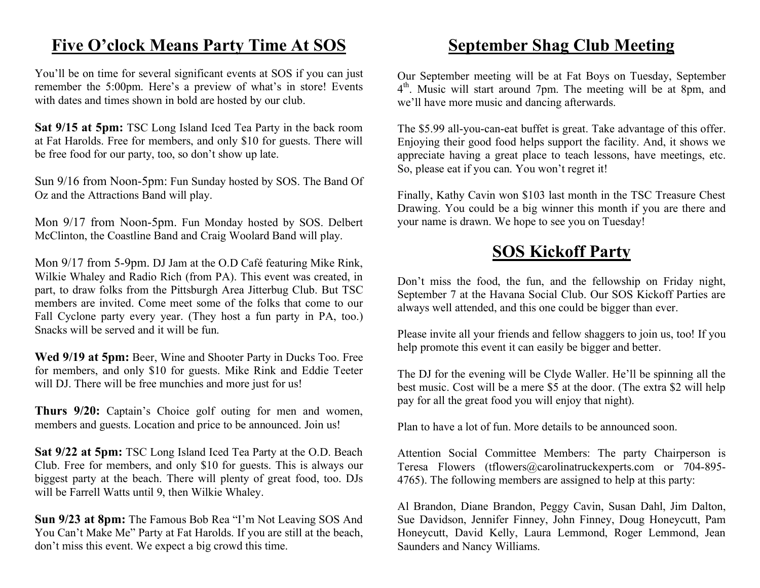## Five O'clock Means Party Time At SOS

You'll be on time for several significant events at SOS if you can just remember the 5:00pm. Here's a preview of what's in store! Events with dates and times shown in bold are hosted by our club.

**Sat 9/15 at 5pm:** TSC Long Island Iced Tea Party in the back room at Fat Harolds. Free for members, and only $10 for guests. There will be free food for our party, too, so don't show up late.

Sun 9/16 from Noon-5pm: Fun Sunday hosted by SOS. The Band Of Oz and the Attractions Band will play.

Mon 9/17 from Noon-5pm. Fun Monday hosted by SOS. Delbert McClinton, the Coastline Band and Craig Woolard Band will play.

Mon 9/17 from 5-9pm. DJ Jam at the O.D Café featuring Mike Rink, Wilkie Whaley and Radio Rich (from PA). This event was created, in part, to draw folks from the Pittsburgh Area Jitterbug Club. But TSC members are invited. Come meet some of the folks that come to our Fall Cyclone party every year. (They host a fun party in PA, too.) Snacks will be served and it will be fun.

**Wed 9/19 at 5pm:** Beer, Wine and Shooter Party in Ducks Too. Free for members, and only $10 for guests. Mike Rink and Eddie Teeter will DJ. There will be free munchies and more just for us!

**Thurs 9/20:** Captain's Choice golf outing for men and women, members and guests. Location and price to be announced. Join us!

**Sat 9/22 at 5pm:** TSC Long Island Iced Tea Party at the O.D. Beach Club. Free for members, and only $10 for guests. This is always our biggest party at the beach. There will plenty of great food, too. DJs will be Farrell Watts until 9, then Wilkie Whaley.

**Sun 9/23 at 8pm:** The Famous Bob Rea "I'm Not Leaving SOS And You Can't Make Me" Party at Fat Harolds. If you are still at the beach, don't miss this event. We expect a big crowd this time.

## September Shag Club Meeting

Our September meeting will be at Fat Boys on Tuesday, September 4th. Music will start around 7pm. The meeting will be at 8pm, and we'll have more music and dancing afterwards.

The $5.99 all-you-can-eat buffet is great. Take advantage of this offer. Enjoying their good food helps support the facility. And, it shows we appreciate having a great place to teach lessons, have meetings, etc. So, please eat if you can. You won't regret it!

Finally, Kathy Cavin won $103 last month in the TSC Treasure Chest Drawing. You could be a big winner this month if you are there and your name is drawn. We hope to see you on Tuesday!

## SOS Kickoff Party

Don't miss the food, the fun, and the fellowship on Friday night, September 7 at the Havana Social Club. Our SOS Kickoff Parties are always well attended, and this one could be bigger than ever.

Please invite all your friends and fellow shaggers to join us, too! If you help promote this event it can easily be bigger and better.

The DJ for the evening will be Clyde Waller. He'll be spinning all the best music. Cost will be a mere $5 at the door. (The extra $2 will help pay for all the great food you will enjoy that night).

Plan to have a lot of fun. More details to be announced soon.

Attention Social Committee Members: The party Chairperson is Teresa Flowers (tflowers@carolinatruckexperts.com or 704-895-4765). The following members are assigned to help at this party:

Al Brandon, Diane Brandon, Peggy Cavin, Susan Dahl, Jim Dalton, Sue Davidson, Jennifer Finney, John Finney, Doug Honeycutt, Pam Honeycutt, David Kelly, Laura Lemmond, Roger Lemmond, Jean Saunders and Nancy Williams.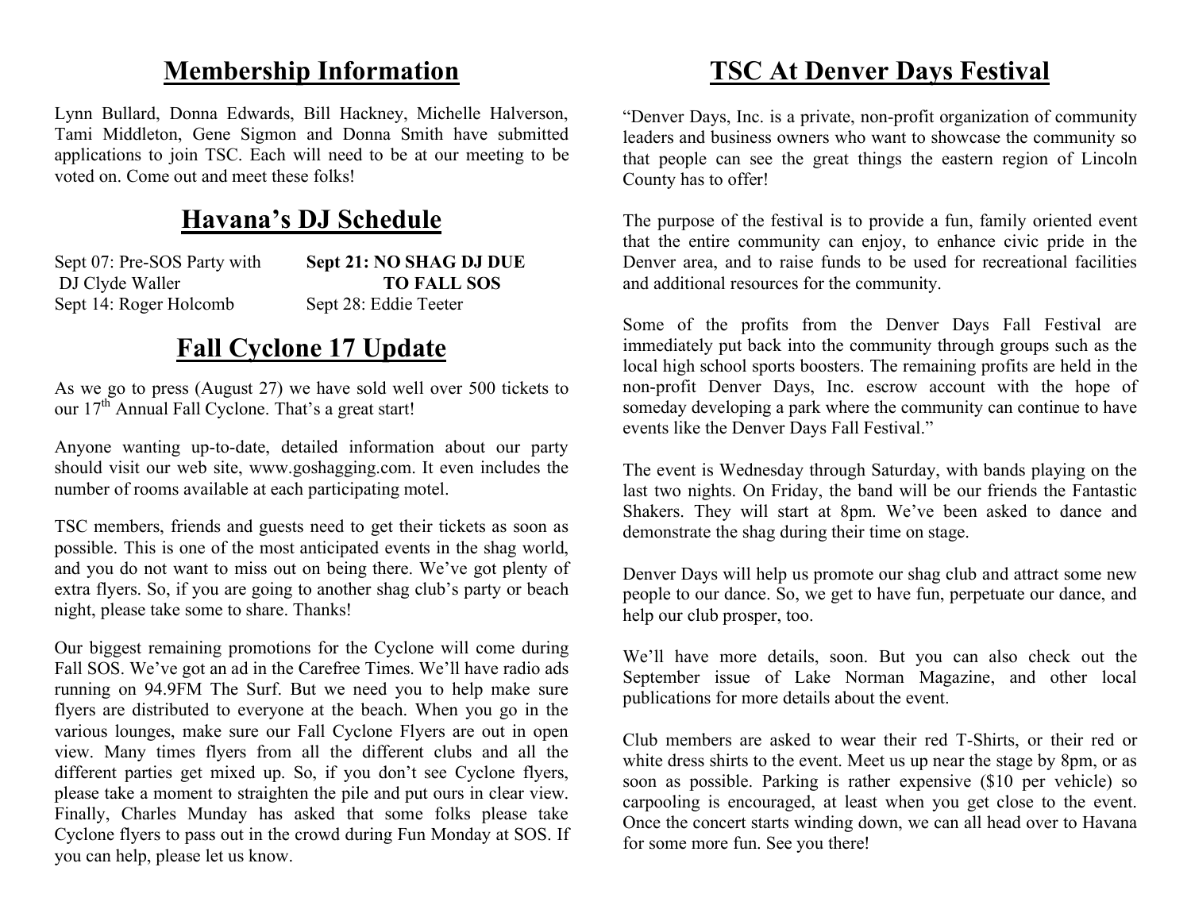## Membership Information

Lynn Bullard, Donna Edwards, Bill Hackney, Michelle Halverson, Tami Middleton, Gene Sigmon and Donna Smith have submitted applications to join TSC. Each will need to be at our meeting to be voted on. Come out and meet these folks!

## Havana's DJ Schedule

Sept 07: Pre-SOS Party with DJ Clyde Waller

Sept 14: Roger Holcomb

**Sept 21: NO SHAG DJ DUE TO FALL SOS**

Sept 28: Eddie Teeter

## Fall Cyclone 17 Update

As we go to press (August 27) we have sold well over 500 tickets to our 17th Annual Fall Cyclone. That's a great start!

Anyone wanting up-to-date, detailed information about our party should visit our web site, www.goshagging.com. It even includes the number of rooms available at each participating motel.

TSC members, friends and guests need to get their tickets as soon as possible. This is one of the most anticipated events in the shag world, and you do not want to miss out on being there. We've got plenty of extra flyers. So, if you are going to another shag club's party or beach night, please take some to share. Thanks!

Our biggest remaining promotions for the Cyclone will come during Fall SOS. We've got an ad in the Carefree Times. We'll have radio ads running on 94.9FM The Surf. But we need you to help make sure flyers are distributed to everyone at the beach. When you go in the various lounges, make sure our Fall Cyclone Flyers are out in open view. Many times flyers from all the different clubs and all the different parties get mixed up. So, if you don't see Cyclone flyers, please take a moment to straighten the pile and put ours in clear view. Finally, Charles Munday has asked that some folks please take Cyclone flyers to pass out in the crowd during Fun Monday at SOS. If you can help, please let us know.

## TSC At Denver Days Festival

"Denver Days, Inc. is a private, non-profit organization of community leaders and business owners who want to showcase the community so that people can see the great things the eastern region of Lincoln County has to offer!

The purpose of the festival is to provide a fun, family oriented event that the entire community can enjoy, to enhance civic pride in the Denver area, and to raise funds to be used for recreational facilities and additional resources for the community.

Some of the profits from the Denver Days Fall Festival are immediately put back into the community through groups such as the local high school sports boosters. The remaining profits are held in the non-profit Denver Days, Inc. escrow account with the hope of someday developing a park where the community can continue to have events like the Denver Days Fall Festival."

The event is Wednesday through Saturday, with bands playing on the last two nights. On Friday, the band will be our friends the Fantastic Shakers. They will start at 8pm. We've been asked to dance and demonstrate the shag during their time on stage.

Denver Days will help us promote our shag club and attract some new people to our dance. So, we get to have fun, perpetuate our dance, and help our club prosper, too.

We'll have more details, soon. But you can also check out the September issue of Lake Norman Magazine, and other local publications for more details about the event.

Club members are asked to wear their red T-Shirts, or their red or white dress shirts to the event. Meet us up near the stage by 8pm, or as soon as possible. Parking is rather expensive ($10 per vehicle) so carpooling is encouraged, at least when you get close to the event. Once the concert starts winding down, we can all head over to Havana for some more fun. See you there!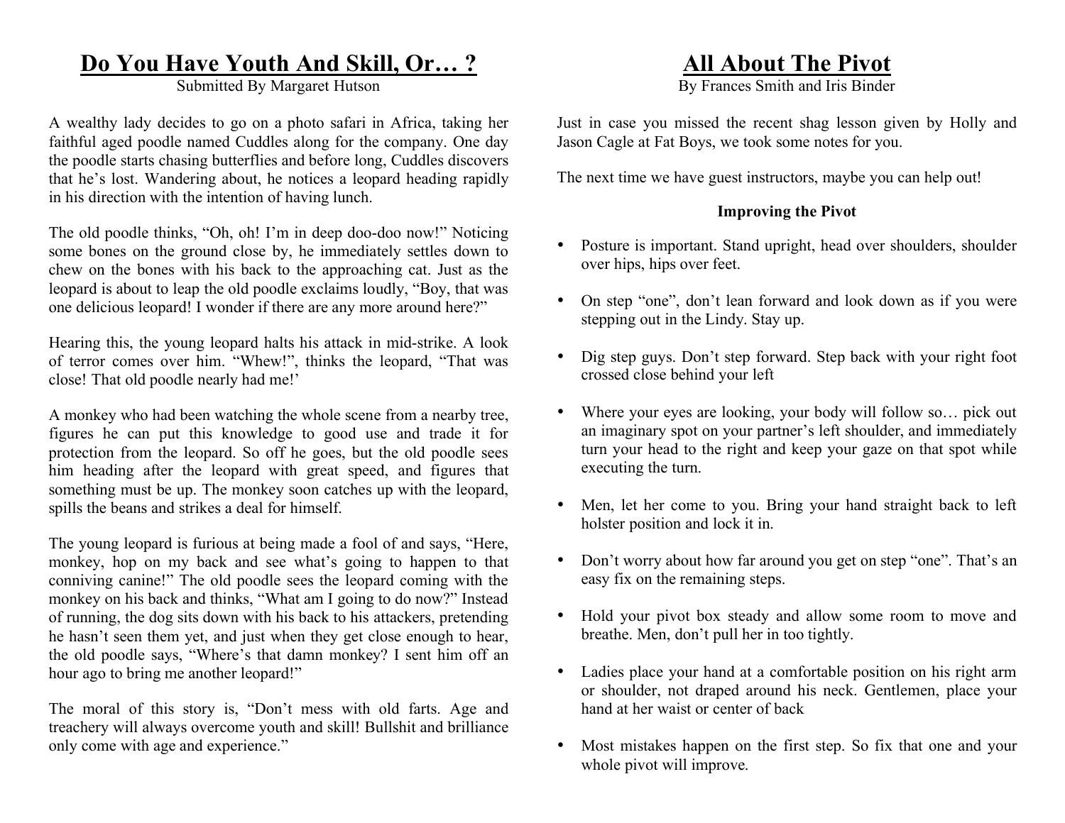## Do You Have Youth And Skill, Or… ?

Submitted By Margaret Hutson

A wealthy lady decides to go on a photo safari in Africa, taking her faithful aged poodle named Cuddles along for the company. One day the poodle starts chasing butterflies and before long, Cuddles discovers that he's lost. Wandering about, he notices a leopard heading rapidly in his direction with the intention of having lunch.

The old poodle thinks, "Oh, oh! I'm in deep doo-doo now!" Noticing some bones on the ground close by, he immediately settles down to chew on the bones with his back to the approaching cat. Just as the leopard is about to leap the old poodle exclaims loudly, "Boy, that was one delicious leopard! I wonder if there are any more around here?"

Hearing this, the young leopard halts his attack in mid-strike. A look of terror comes over him. "Whew!", thinks the leopard, "That was close! That old poodle nearly had me!'

A monkey who had been watching the whole scene from a nearby tree, figures he can put this knowledge to good use and trade it for protection from the leopard. So off he goes, but the old poodle sees him heading after the leopard with great speed, and figures that something must be up. The monkey soon catches up with the leopard, spills the beans and strikes a deal for himself.

The young leopard is furious at being made a fool of and says, "Here, monkey, hop on my back and see what's going to happen to that conniving canine!" The old poodle sees the leopard coming with the monkey on his back and thinks, "What am I going to do now?" Instead of running, the dog sits down with his back to his attackers, pretending he hasn't seen them yet, and just when they get close enough to hear, the old poodle says, "Where's that damn monkey? I sent him off an hour ago to bring me another leopard!"

The moral of this story is, "Don't mess with old farts. Age and treachery will always overcome youth and skill! Bullshit and brilliance only come with age and experience."

## All About The Pivot

By Frances Smith and Iris Binder

Just in case you missed the recent shag lesson given by Holly and Jason Cagle at Fat Boys, we took some notes for you.

The next time we have guest instructors, maybe you can help out!

**Improving the Pivot**

- Posture is important. Stand upright, head over shoulders, shoulder over hips, hips over feet.
- On step "one", don't lean forward and look down as if you were stepping out in the Lindy. Stay up.
- Dig step guys. Don't step forward. Step back with your right foot crossed close behind your left
- Where your eyes are looking, your body will follow so… pick out an imaginary spot on your partner's left shoulder, and immediately turn your head to the right and keep your gaze on that spot while executing the turn.
- Men, let her come to you. Bring your hand straight back to left holster position and lock it in.
- Don't worry about how far around you get on step "one". That's an easy fix on the remaining steps.
- Hold your pivot box steady and allow some room to move and breathe. Men, don't pull her in too tightly.
- Ladies place your hand at a comfortable position on his right arm or shoulder, not draped around his neck. Gentlemen, place your hand at her waist or center of back
- Most mistakes happen on the first step. So fix that one and your whole pivot will improve.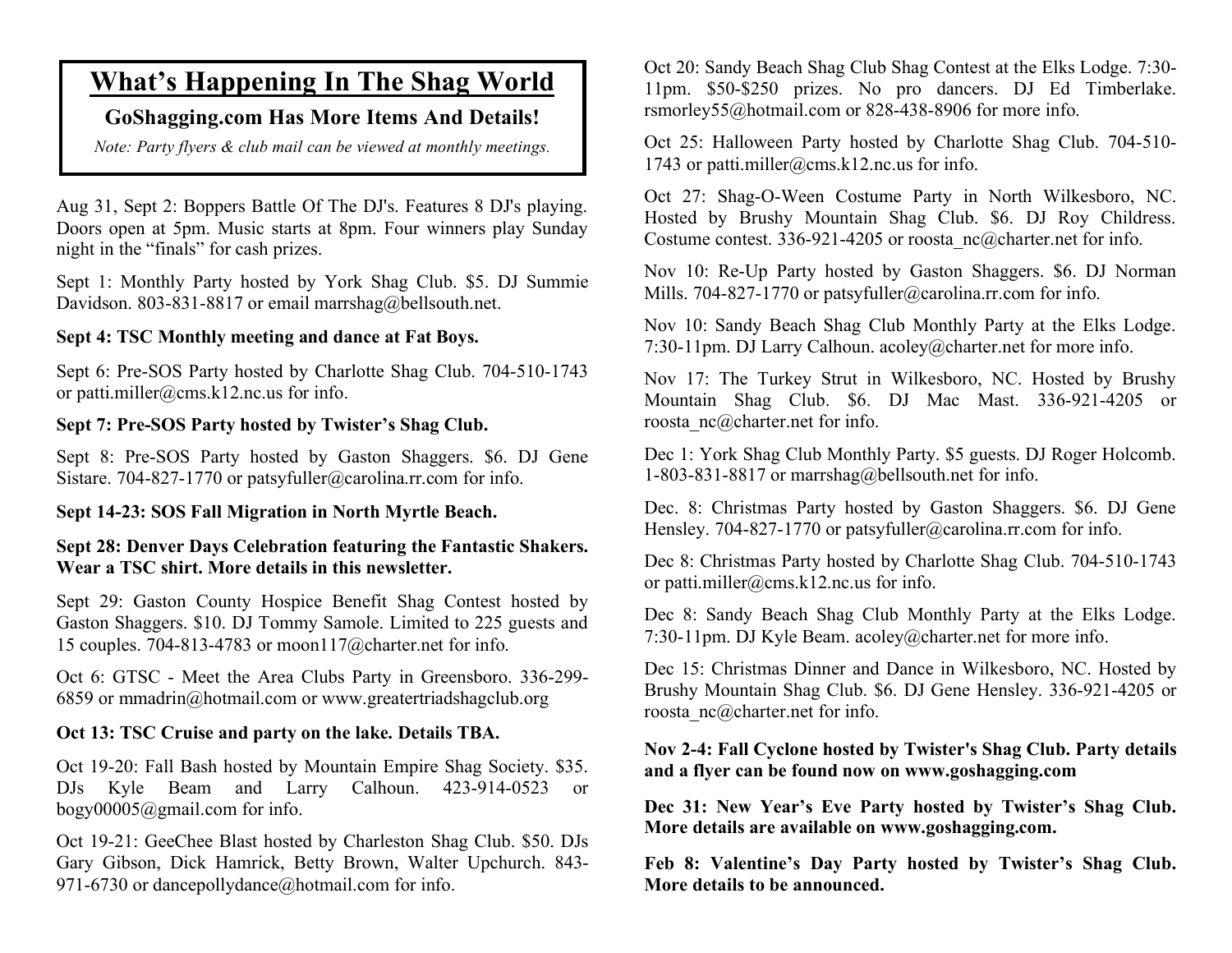# What's Happening In The Shag World

**GoShagging.com Has More Items And Details!**

*Note: Party flyers & club mail can be viewed at monthly meetings.*

Aug 31, Sept 2: Boppers Battle Of The DJ's. Features 8 DJ's playing. Doors open at 5pm. Music starts at 8pm. Four winners play Sunday night in the "finals" for cash prizes.

Sept 1: Monthly Party hosted by York Shag Club. $5. DJ Summie Davidson. 803-831-8817 or email marrshag@bellsouth.net.

**Sept 4: TSC Monthly meeting and dance at Fat Boys.**

Sept 6: Pre-SOS Party hosted by Charlotte Shag Club. 704-510-1743 or patti.miller@cms.k12.nc.us for info.

**Sept 7: Pre-SOS Party hosted by Twister's Shag Club.**

Sept 8: Pre-SOS Party hosted by Gaston Shaggers. $6. DJ Gene Sistare. 704-827-1770 or patsyfuller@carolina.rr.com for info.

**Sept 14-23: SOS Fall Migration in North Myrtle Beach.**

**Sept 28: Denver Days Celebration featuring the Fantastic Shakers. Wear a TSC shirt. More details in this newsletter.**

Sept 29: Gaston County Hospice Benefit Shag Contest hosted by Gaston Shaggers. $10. DJ Tommy Samole. Limited to 225 guests and 15 couples. 704-813-4783 or moon117@charter.net for info.

Oct 6: GTSC - Meet the Area Clubs Party in Greensboro. 336-299-6859 or mmadrin@hotmail.com or www.greatertriadshagclub.org

**Oct 13: TSC Cruise and party on the lake. Details TBA.**

Oct 19-20: Fall Bash hosted by Mountain Empire Shag Society. $35. DJs Kyle Beam and Larry Calhoun. 423-914-0523 or bogy00005@gmail.com for info.

Oct 19-21: GeeChee Blast hosted by Charleston Shag Club. $50. DJs Gary Gibson, Dick Hamrick, Betty Brown, Walter Upchurch. 843-971-6730 or dancepollydance@hotmail.com for info.

Oct 20: Sandy Beach Shag Club Shag Contest at the Elks Lodge. 7:30-11pm. $50-$250 prizes. No pro dancers. DJ Ed Timberlake. rsmorley55@hotmail.com or 828-438-8906 for more info.

Oct 25: Halloween Party hosted by Charlotte Shag Club. 704-510-1743 or patti.miller@cms.k12.nc.us for info.

Oct 27: Shag-O-Ween Costume Party in North Wilkesboro, NC. Hosted by Brushy Mountain Shag Club. $6. DJ Roy Childress. Costume contest. 336-921-4205 or roosta_nc@charter.net for info.

Nov 10: Re-Up Party hosted by Gaston Shaggers. $6. DJ Norman Mills. 704-827-1770 or patsyfuller@carolina.rr.com for info.

Nov 10: Sandy Beach Shag Club Monthly Party at the Elks Lodge. 7:30-11pm. DJ Larry Calhoun. acoley@charter.net for more info.

Nov 17: The Turkey Strut in Wilkesboro, NC. Hosted by Brushy Mountain Shag Club. $6. DJ Mac Mast. 336-921-4205 or roosta_nc@charter.net for info.

Dec 1: York Shag Club Monthly Party. $5 guests. DJ Roger Holcomb. 1-803-831-8817 or marrshag@bellsouth.net for info.

Dec. 8: Christmas Party hosted by Gaston Shaggers. $6. DJ Gene Hensley. 704-827-1770 or patsyfuller@carolina.rr.com for info.

Dec 8: Christmas Party hosted by Charlotte Shag Club. 704-510-1743 or patti.miller@cms.k12.nc.us for info.

Dec 8: Sandy Beach Shag Club Monthly Party at the Elks Lodge. 7:30-11pm. DJ Kyle Beam. acoley@charter.net for more info.

Dec 15: Christmas Dinner and Dance in Wilkesboro, NC. Hosted by Brushy Mountain Shag Club. $6. DJ Gene Hensley. 336-921-4205 or roosta_nc@charter.net for info.

**Nov 2-4: Fall Cyclone hosted by Twister's Shag Club. Party details and a flyer can be found now on www.goshagging.com**

**Dec 31: New Year's Eve Party hosted by Twister's Shag Club. More details are available on www.goshagging.com.**

**Feb 8: Valentine's Day Party hosted by Twister's Shag Club. More details to be announced.**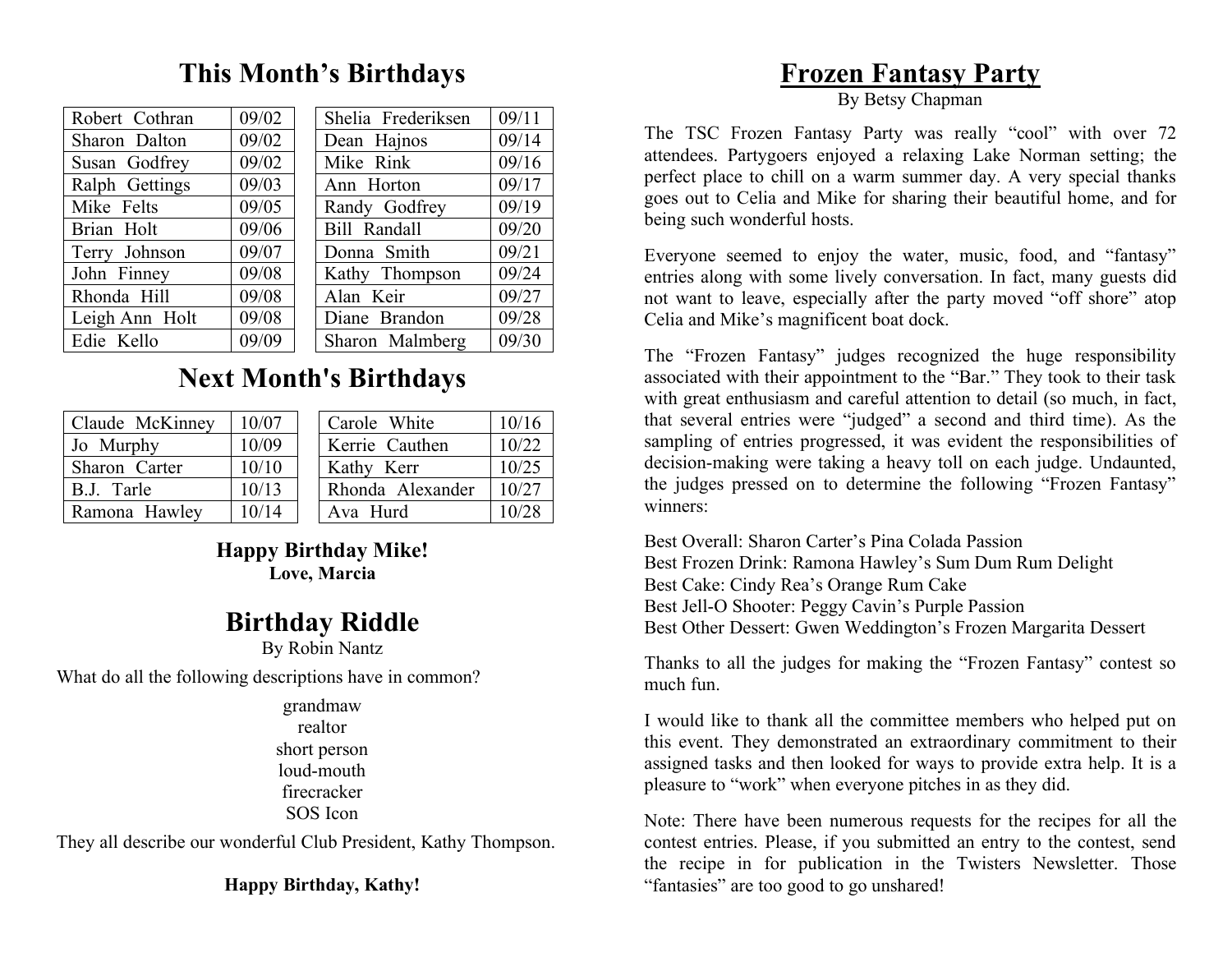# This Month's Birthdays

| Name | Date |
|---|---|
| Robert Cothran | 09/02 |
| Sharon Dalton | 09/02 |
| Susan Godfrey | 09/02 |
| Ralph Gettings | 09/03 |
| Mike Felts | 09/05 |
| Brian Holt | 09/06 |
| Terry Johnson | 09/07 |
| John Finney | 09/08 |
| Rhonda Hill | 09/08 |
| Leigh Ann Holt | 09/08 |
| Edie Kello | 09/09 |

| Name | Date |
|---|---|
| Shelia Frederiksen | 09/11 |
| Dean Hajnos | 09/14 |
| Mike Rink | 09/16 |
| Ann Horton | 09/17 |
| Randy Godfrey | 09/19 |
| Bill Randall | 09/20 |
| Donna Smith | 09/21 |
| Kathy Thompson | 09/24 |
| Alan Keir | 09/27 |
| Diane Brandon | 09/28 |
| Sharon Malmberg | 09/30 |

# Next Month's Birthdays

| Name | Date |
|---|---|
| Claude McKinney | 10/07 |
| Jo Murphy | 10/09 |
| Sharon Carter | 10/10 |
| B.J. Tarle | 10/13 |
| Ramona Hawley | 10/14 |

| Name | Date |
|---|---|
| Carole White | 10/16 |
| Kerrie Cauthen | 10/22 |
| Kathy Kerr | 10/25 |
| Rhonda Alexander | 10/27 |
| Ava Hurd | 10/28 |

**Happy Birthday Mike!**
**Love, Marcia**

# Birthday Riddle

By Robin Nantz

What do all the following descriptions have in common?

grandmaw
realtor
short person
loud-mouth
firecracker
SOS Icon

They all describe our wonderful Club President, Kathy Thompson.

**Happy Birthday, Kathy!**

# Frozen Fantasy Party

By Betsy Chapman

The TSC Frozen Fantasy Party was really "cool" with over 72 attendees. Partygoers enjoyed a relaxing Lake Norman setting; the perfect place to chill on a warm summer day. A very special thanks goes out to Celia and Mike for sharing their beautiful home, and for being such wonderful hosts.

Everyone seemed to enjoy the water, music, food, and "fantasy" entries along with some lively conversation. In fact, many guests did not want to leave, especially after the party moved "off shore" atop Celia and Mike's magnificent boat dock.

The "Frozen Fantasy" judges recognized the huge responsibility associated with their appointment to the "Bar." They took to their task with great enthusiasm and careful attention to detail (so much, in fact, that several entries were "judged" a second and third time). As the sampling of entries progressed, it was evident the responsibilities of decision-making were taking a heavy toll on each judge. Undaunted, the judges pressed on to determine the following "Frozen Fantasy" winners:

Best Overall: Sharon Carter's Pina Colada Passion
Best Frozen Drink: Ramona Hawley's Sum Dum Rum Delight
Best Cake: Cindy Rea's Orange Rum Cake
Best Jell-O Shooter: Peggy Cavin's Purple Passion
Best Other Dessert: Gwen Weddington's Frozen Margarita Dessert

Thanks to all the judges for making the "Frozen Fantasy" contest so much fun.

I would like to thank all the committee members who helped put on this event. They demonstrated an extraordinary commitment to their assigned tasks and then looked for ways to provide extra help. It is a pleasure to "work" when everyone pitches in as they did.

Note: There have been numerous requests for the recipes for all the contest entries. Please, if you submitted an entry to the contest, send the recipe in for publication in the Twisters Newsletter. Those "fantasies" are too good to go unshared!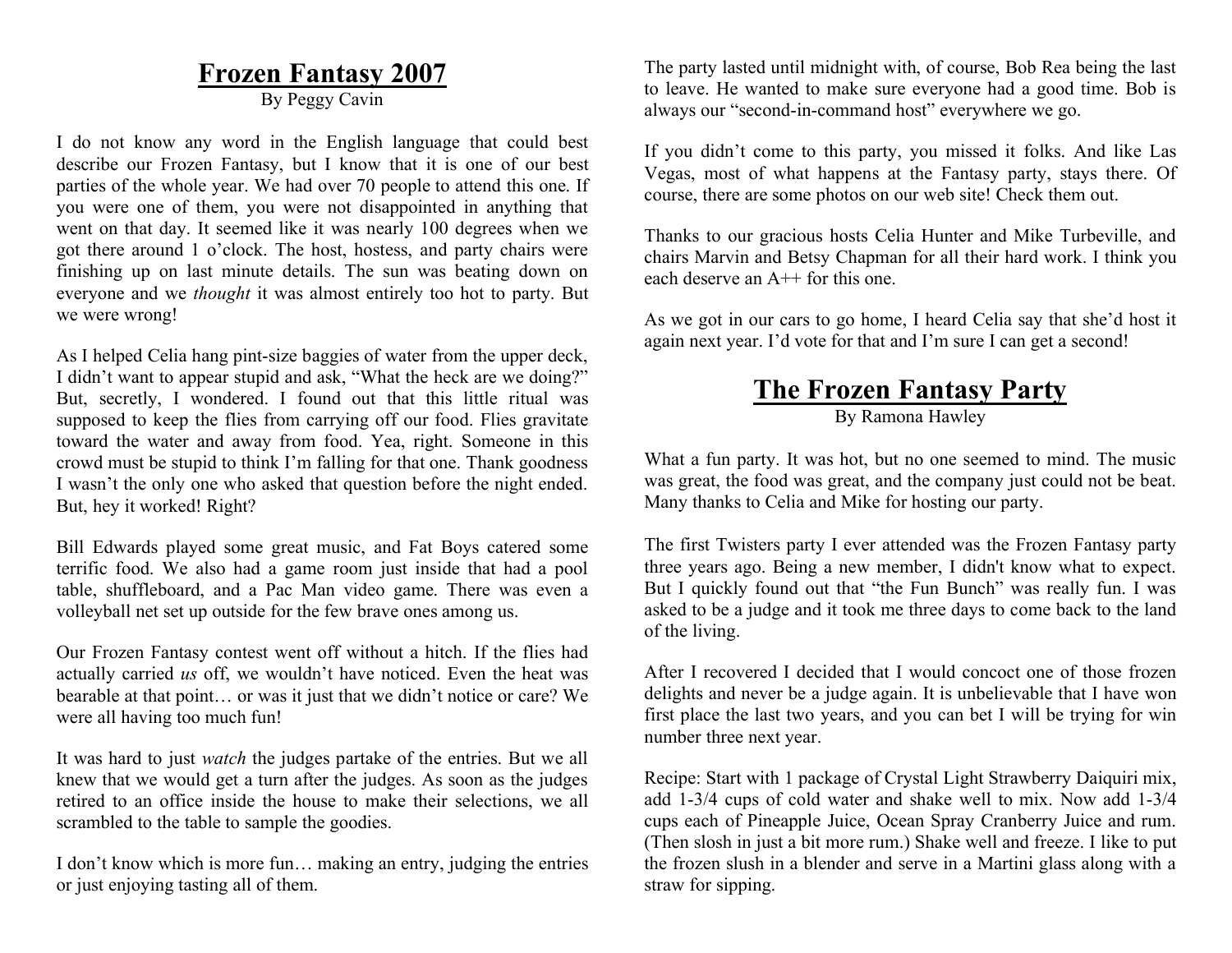# Frozen Fantasy 2007

By Peggy Cavin

I do not know any word in the English language that could best describe our Frozen Fantasy, but I know that it is one of our best parties of the whole year. We had over 70 people to attend this one. If you were one of them, you were not disappointed in anything that went on that day. It seemed like it was nearly 100 degrees when we got there around 1 o'clock. The host, hostess, and party chairs were finishing up on last minute details. The sun was beating down on everyone and we *thought* it was almost entirely too hot to party. But we were wrong!

As I helped Celia hang pint-size baggies of water from the upper deck, I didn't want to appear stupid and ask, "What the heck are we doing?" But, secretly, I wondered. I found out that this little ritual was supposed to keep the flies from carrying off our food. Flies gravitate toward the water and away from food. Yea, right. Someone in this crowd must be stupid to think I'm falling for that one. Thank goodness I wasn't the only one who asked that question before the night ended. But, hey it worked! Right?

Bill Edwards played some great music, and Fat Boys catered some terrific food. We also had a game room just inside that had a pool table, shuffleboard, and a Pac Man video game. There was even a volleyball net set up outside for the few brave ones among us.

Our Frozen Fantasy contest went off without a hitch. If the flies had actually carried *us* off, we wouldn't have noticed. Even the heat was bearable at that point… or was it just that we didn't notice or care? We were all having too much fun!

It was hard to just *watch* the judges partake of the entries. But we all knew that we would get a turn after the judges. As soon as the judges retired to an office inside the house to make their selections, we all scrambled to the table to sample the goodies.

I don't know which is more fun… making an entry, judging the entries or just enjoying tasting all of them.

The party lasted until midnight with, of course, Bob Rea being the last to leave. He wanted to make sure everyone had a good time. Bob is always our "second-in-command host" everywhere we go.

If you didn't come to this party, you missed it folks. And like Las Vegas, most of what happens at the Fantasy party, stays there. Of course, there are some photos on our web site! Check them out.

Thanks to our gracious hosts Celia Hunter and Mike Turbeville, and chairs Marvin and Betsy Chapman for all their hard work. I think you each deserve an A++ for this one.

As we got in our cars to go home, I heard Celia say that she'd host it again next year. I'd vote for that and I'm sure I can get a second!

# The Frozen Fantasy Party

By Ramona Hawley

What a fun party. It was hot, but no one seemed to mind. The music was great, the food was great, and the company just could not be beat. Many thanks to Celia and Mike for hosting our party.

The first Twisters party I ever attended was the Frozen Fantasy party three years ago. Being a new member, I didn't know what to expect. But I quickly found out that "the Fun Bunch" was really fun. I was asked to be a judge and it took me three days to come back to the land of the living.

After I recovered I decided that I would concoct one of those frozen delights and never be a judge again. It is unbelievable that I have won first place the last two years, and you can bet I will be trying for win number three next year.

Recipe: Start with 1 package of Crystal Light Strawberry Daiquiri mix, add 1-3/4 cups of cold water and shake well to mix. Now add 1-3/4 cups each of Pineapple Juice, Ocean Spray Cranberry Juice and rum. (Then slosh in just a bit more rum.) Shake well and freeze. I like to put the frozen slush in a blender and serve in a Martini glass along with a straw for sipping.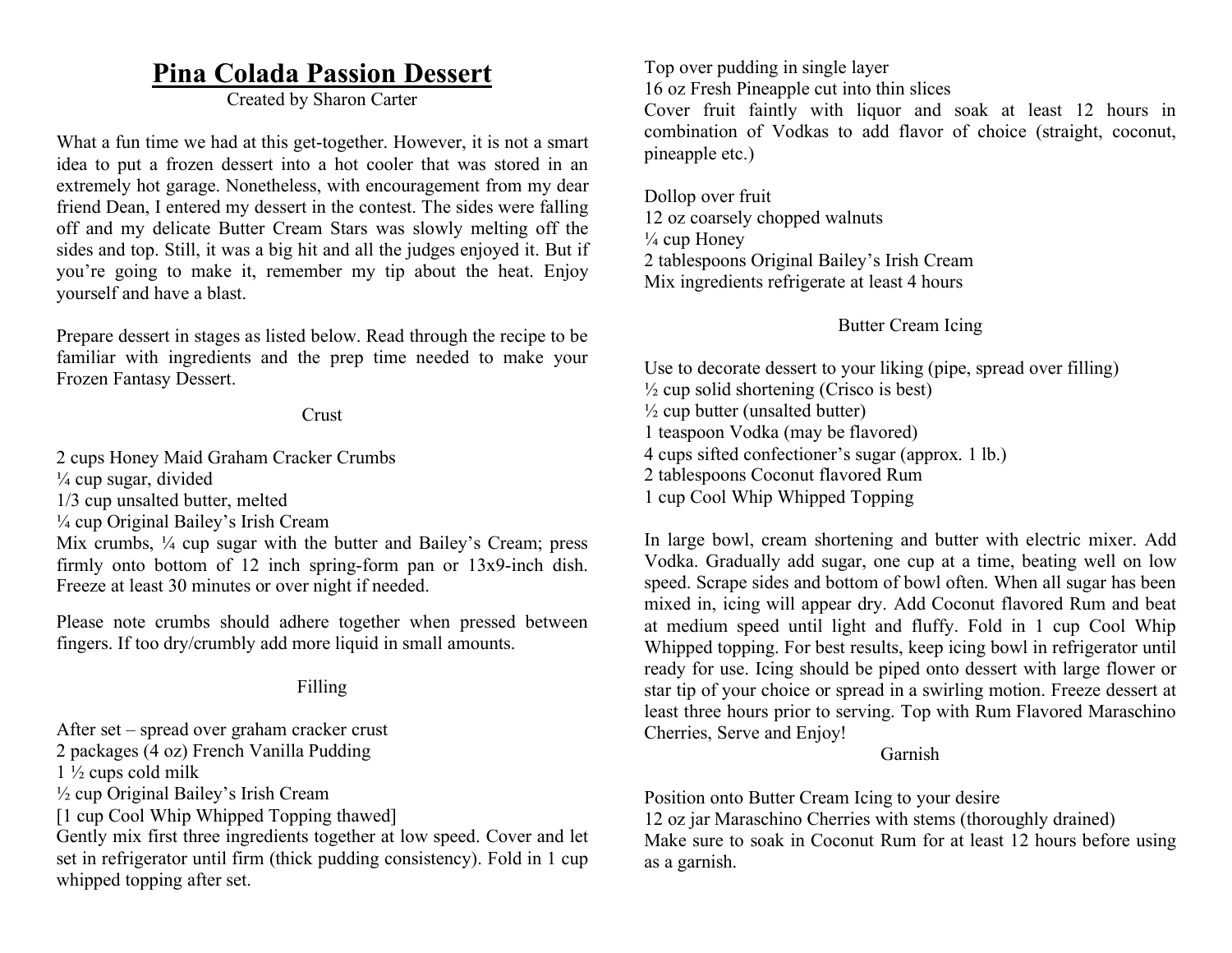# Pina Colada Passion Dessert

Created by Sharon Carter

What a fun time we had at this get-together. However, it is not a smart idea to put a frozen dessert into a hot cooler that was stored in an extremely hot garage. Nonetheless, with encouragement from my dear friend Dean, I entered my dessert in the contest. The sides were falling off and my delicate Butter Cream Stars was slowly melting off the sides and top. Still, it was a big hit and all the judges enjoyed it. But if you're going to make it, remember my tip about the heat. Enjoy yourself and have a blast.

Prepare dessert in stages as listed below. Read through the recipe to be familiar with ingredients and the prep time needed to make your Frozen Fantasy Dessert.

## Crust

2 cups Honey Maid Graham Cracker Crumbs
¼ cup sugar, divided
1/3 cup unsalted butter, melted
¼ cup Original Bailey's Irish Cream
Mix crumbs, ¼ cup sugar with the butter and Bailey's Cream; press firmly onto bottom of 12 inch spring-form pan or 13x9-inch dish. Freeze at least 30 minutes or over night if needed.

Please note crumbs should adhere together when pressed between fingers. If too dry/crumbly add more liquid in small amounts.

## Filling

After set – spread over graham cracker crust
2 packages (4 oz) French Vanilla Pudding
1 ½ cups cold milk
½ cup Original Bailey's Irish Cream
[1 cup Cool Whip Whipped Topping thawed]
Gently mix first three ingredients together at low speed. Cover and let set in refrigerator until firm (thick pudding consistency). Fold in 1 cup whipped topping after set.

Top over pudding in single layer
16 oz Fresh Pineapple cut into thin slices
Cover fruit faintly with liquor and soak at least 12 hours in combination of Vodkas to add flavor of choice (straight, coconut, pineapple etc.)

Dollop over fruit
12 oz coarsely chopped walnuts
¼ cup Honey
2 tablespoons Original Bailey's Irish Cream
Mix ingredients refrigerate at least 4 hours

## Butter Cream Icing

Use to decorate dessert to your liking (pipe, spread over filling)
½ cup solid shortening (Crisco is best)
½ cup butter (unsalted butter)
1 teaspoon Vodka (may be flavored)
4 cups sifted confectioner's sugar (approx. 1 lb.)
2 tablespoons Coconut flavored Rum
1 cup Cool Whip Whipped Topping

In large bowl, cream shortening and butter with electric mixer. Add Vodka. Gradually add sugar, one cup at a time, beating well on low speed. Scrape sides and bottom of bowl often. When all sugar has been mixed in, icing will appear dry. Add Coconut flavored Rum and beat at medium speed until light and fluffy. Fold in 1 cup Cool Whip Whipped topping. For best results, keep icing bowl in refrigerator until ready for use. Icing should be piped onto dessert with large flower or star tip of your choice or spread in a swirling motion. Freeze dessert at least three hours prior to serving. Top with Rum Flavored Maraschino Cherries, Serve and Enjoy!

## Garnish

Position onto Butter Cream Icing to your desire
12 oz jar Maraschino Cherries with stems (thoroughly drained)
Make sure to soak in Coconut Rum for at least 12 hours before using as a garnish.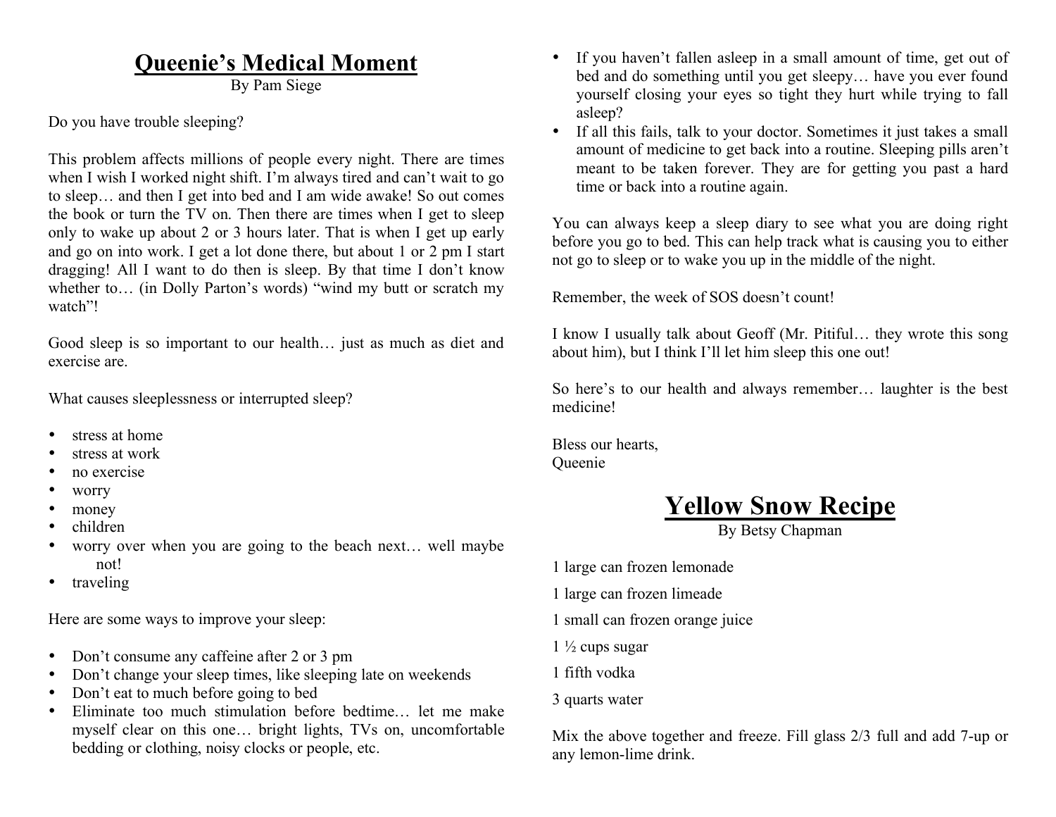# Queenie's Medical Moment

By Pam Siege

Do you have trouble sleeping?

This problem affects millions of people every night. There are times when I wish I worked night shift. I'm always tired and can't wait to go to sleep… and then I get into bed and I am wide awake! So out comes the book or turn the TV on. Then there are times when I get to sleep only to wake up about 2 or 3 hours later. That is when I get up early and go on into work. I get a lot done there, but about 1 or 2 pm I start dragging! All I want to do then is sleep. By that time I don't know whether to… (in Dolly Parton's words) "wind my butt or scratch my watch"!

Good sleep is so important to our health… just as much as diet and exercise are.

What causes sleeplessness or interrupted sleep?

- stress at home
- stress at work
- no exercise
- worry
- money
- children
- worry over when you are going to the beach next… well maybe not!
- traveling

Here are some ways to improve your sleep:

- Don't consume any caffeine after 2 or 3 pm
- Don't change your sleep times, like sleeping late on weekends
- Don't eat to much before going to bed
- Eliminate too much stimulation before bedtime… let me make myself clear on this one… bright lights, TVs on, uncomfortable bedding or clothing, noisy clocks or people, etc.
- If you haven't fallen asleep in a small amount of time, get out of bed and do something until you get sleepy… have you ever found yourself closing your eyes so tight they hurt while trying to fall asleep?
- If all this fails, talk to your doctor. Sometimes it just takes a small amount of medicine to get back into a routine. Sleeping pills aren't meant to be taken forever. They are for getting you past a hard time or back into a routine again.

You can always keep a sleep diary to see what you are doing right before you go to bed. This can help track what is causing you to either not go to sleep or to wake you up in the middle of the night.

Remember, the week of SOS doesn't count!

I know I usually talk about Geoff (Mr. Pitiful… they wrote this song about him), but I think I'll let him sleep this one out!

So here's to our health and always remember… laughter is the best medicine!

Bless our hearts,
Queenie

# Yellow Snow Recipe

By Betsy Chapman

1 large can frozen lemonade

1 large can frozen limeade

1 small can frozen orange juice

1 ½ cups sugar

1 fifth vodka

3 quarts water

Mix the above together and freeze. Fill glass 2/3 full and add 7-up or any lemon-lime drink.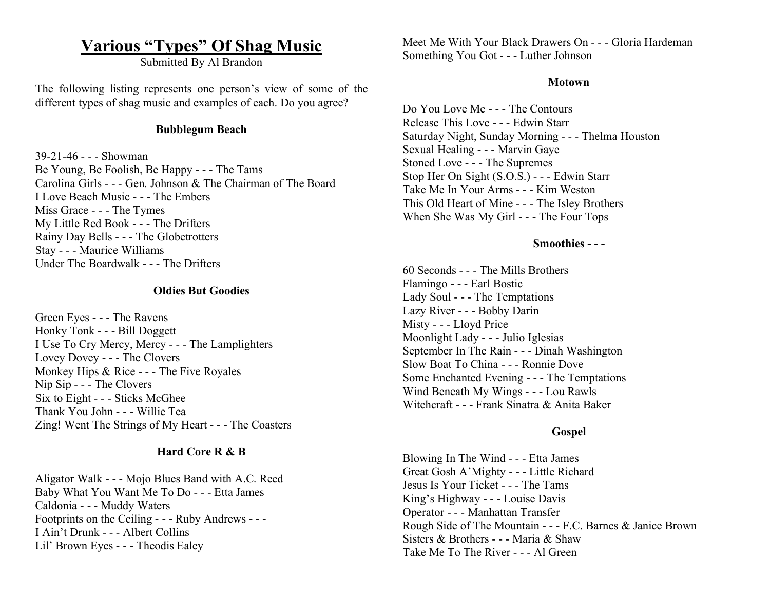# Various "Types" Of Shag Music

Submitted By Al Brandon

The following listing represents one person's view of some of the different types of shag music and examples of each. Do you agree?

### Bubblegum Beach

39-21-46 - - - Showman
Be Young, Be Foolish, Be Happy - - - The Tams
Carolina Girls - - - Gen. Johnson & The Chairman of The Board
I Love Beach Music - - - The Embers
Miss Grace - - - The Tymes
My Little Red Book - - - The Drifters
Rainy Day Bells - - - The Globetrotters
Stay - - - Maurice Williams
Under The Boardwalk - - - The Drifters

### Oldies But Goodies

Green Eyes - - - The Ravens
Honky Tonk - - - Bill Doggett
I Use To Cry Mercy, Mercy - - - The Lamplighters
Lovey Dovey - - - The Clovers
Monkey Hips & Rice - - - The Five Royales
Nip Sip - - - The Clovers
Six to Eight - - - Sticks McGhee
Thank You John - - - Willie Tea
Zing! Went The Strings of My Heart - - - The Coasters

### Hard Core R & B

Aligator Walk - - - Mojo Blues Band with A.C. Reed
Baby What You Want Me To Do - - - Etta James
Caldonia - - - Muddy Waters
Footprints on the Ceiling - - - Ruby Andrews - - -
I Ain't Drunk - - - Albert Collins
Lil' Brown Eyes - - - Theodis Ealey
Meet Me With Your Black Drawers On - - - Gloria Hardeman
Something You Got - - - Luther Johnson

### Motown

Do You Love Me - - - The Contours
Release This Love - - - Edwin Starr
Saturday Night, Sunday Morning - - - Thelma Houston
Sexual Healing - - - Marvin Gaye
Stoned Love - - - The Supremes
Stop Her On Sight (S.O.S.) - - - Edwin Starr
Take Me In Your Arms - - - Kim Weston
This Old Heart of Mine - - - The Isley Brothers
When She Was My Girl - - - The Four Tops

### Smoothies - - -

60 Seconds - - - The Mills Brothers
Flamingo - - - Earl Bostic
Lady Soul - - - The Temptations
Lazy River - - - Bobby Darin
Misty - - - Lloyd Price
Moonlight Lady - - - Julio Iglesias
September In The Rain - - - Dinah Washington
Slow Boat To China - - - Ronnie Dove
Some Enchanted Evening - - - The Temptations
Wind Beneath My Wings - - - Lou Rawls
Witchcraft - - - Frank Sinatra & Anita Baker

### Gospel

Blowing In The Wind - - - Etta James
Great Gosh A'Mighty - - - Little Richard
Jesus Is Your Ticket - - - The Tams
King's Highway - - - Louise Davis
Operator - - - Manhattan Transfer
Rough Side of The Mountain - - - F.C. Barnes & Janice Brown
Sisters & Brothers - - - Maria & Shaw
Take Me To The River - - - Al Green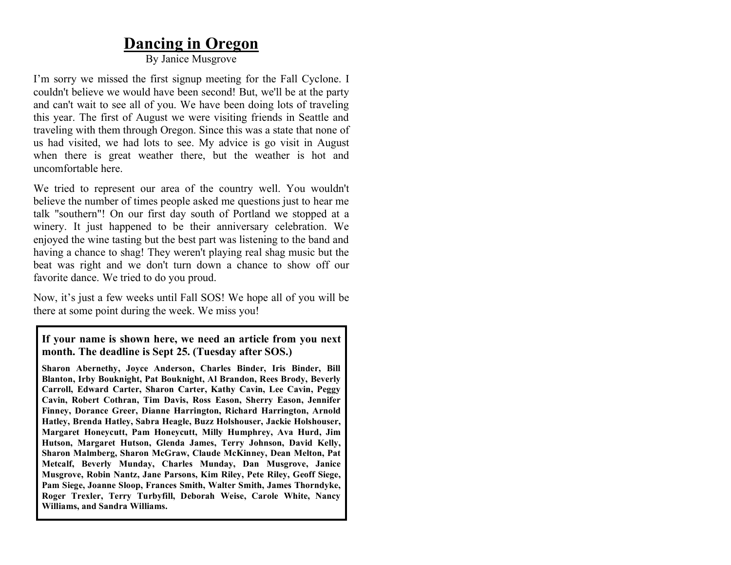# Dancing in Oregon

By Janice Musgrove

I'm sorry we missed the first signup meeting for the Fall Cyclone. I couldn't believe we would have been second! But, we'll be at the party and can't wait to see all of you. We have been doing lots of traveling this year. The first of August we were visiting friends in Seattle and traveling with them through Oregon. Since this was a state that none of us had visited, we had lots to see. My advice is go visit in August when there is great weather there, but the weather is hot and uncomfortable here.

We tried to represent our area of the country well. You wouldn't believe the number of times people asked me questions just to hear me talk "southern"! On our first day south of Portland we stopped at a winery. It just happened to be their anniversary celebration. We enjoyed the wine tasting but the best part was listening to the band and having a chance to shag! They weren't playing real shag music but the beat was right and we don't turn down a chance to show off our favorite dance. We tried to do you proud.

Now, it's just a few weeks until Fall SOS! We hope all of you will be there at some point during the week. We miss you!

**If your name is shown here, we need an article from you next month. The deadline is Sept 25. (Tuesday after SOS.)**

**Sharon Abernethy, Joyce Anderson, Charles Binder, Iris Binder, Bill Blanton, Irby Bouknight, Pat Bouknight, Al Brandon, Rees Brody, Beverly Carroll, Edward Carter, Sharon Carter, Kathy Cavin, Lee Cavin, Peggy Cavin, Robert Cothran, Tim Davis, Ross Eason, Sherry Eason, Jennifer Finney, Dorance Greer, Dianne Harrington, Richard Harrington, Arnold Hatley, Brenda Hatley, Sabra Heagle, Buzz Holshouser, Jackie Holshouser, Margaret Honeycutt, Pam Honeycutt, Milly Humphrey, Ava Hurd, Jim Hutson, Margaret Hutson, Glenda James, Terry Johnson, David Kelly, Sharon Malmberg, Sharon McGraw, Claude McKinney, Dean Melton, Pat Metcalf, Beverly Munday, Charles Munday, Dan Musgrove, Janice Musgrove, Robin Nantz, Jane Parsons, Kim Riley, Pete Riley, Geoff Siege, Pam Siege, Joanne Sloop, Frances Smith, Walter Smith, James Thorndyke, Roger Trexler, Terry Turbyfill, Deborah Weise, Carole White, Nancy Williams, and Sandra Williams.**